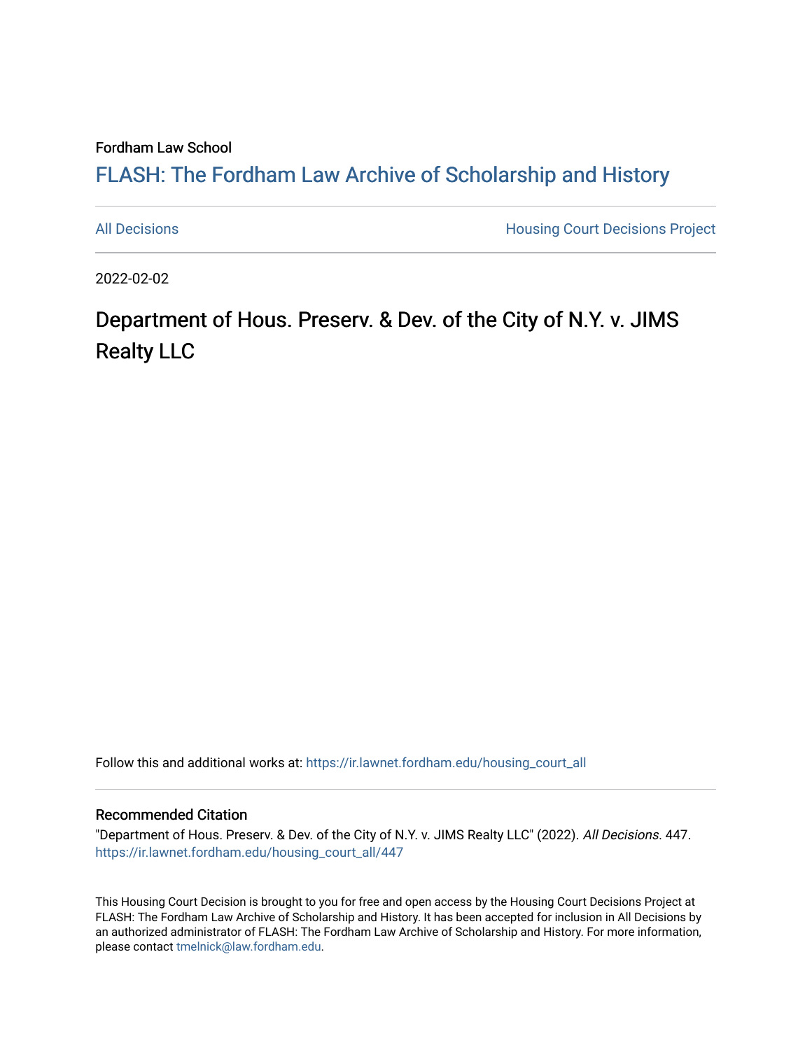Fordham Law School

# FLASH: The Fordham Law Archive of Scholarship and History

All Decisions | Housing Court Decisions Project

2022-02-02

## Department of Hous. Preserv. & Dev. of the City of N.Y. v. JIMS Realty LLC

Follow this and additional works at: https://ir.lawnet.fordham.edu/housing_court_all

### Recommended Citation

"Department of Hous. Preserv. & Dev. of the City of N.Y. v. JIMS Realty LLC" (2022). *All Decisions*. 447.
https://ir.lawnet.fordham.edu/housing_court_all/447

This Housing Court Decision is brought to you for free and open access by the Housing Court Decisions Project at FLASH: The Fordham Law Archive of Scholarship and History. It has been accepted for inclusion in All Decisions by an authorized administrator of FLASH: The Fordham Law Archive of Scholarship and History. For more information, please contact tmelnick@law.fordham.edu.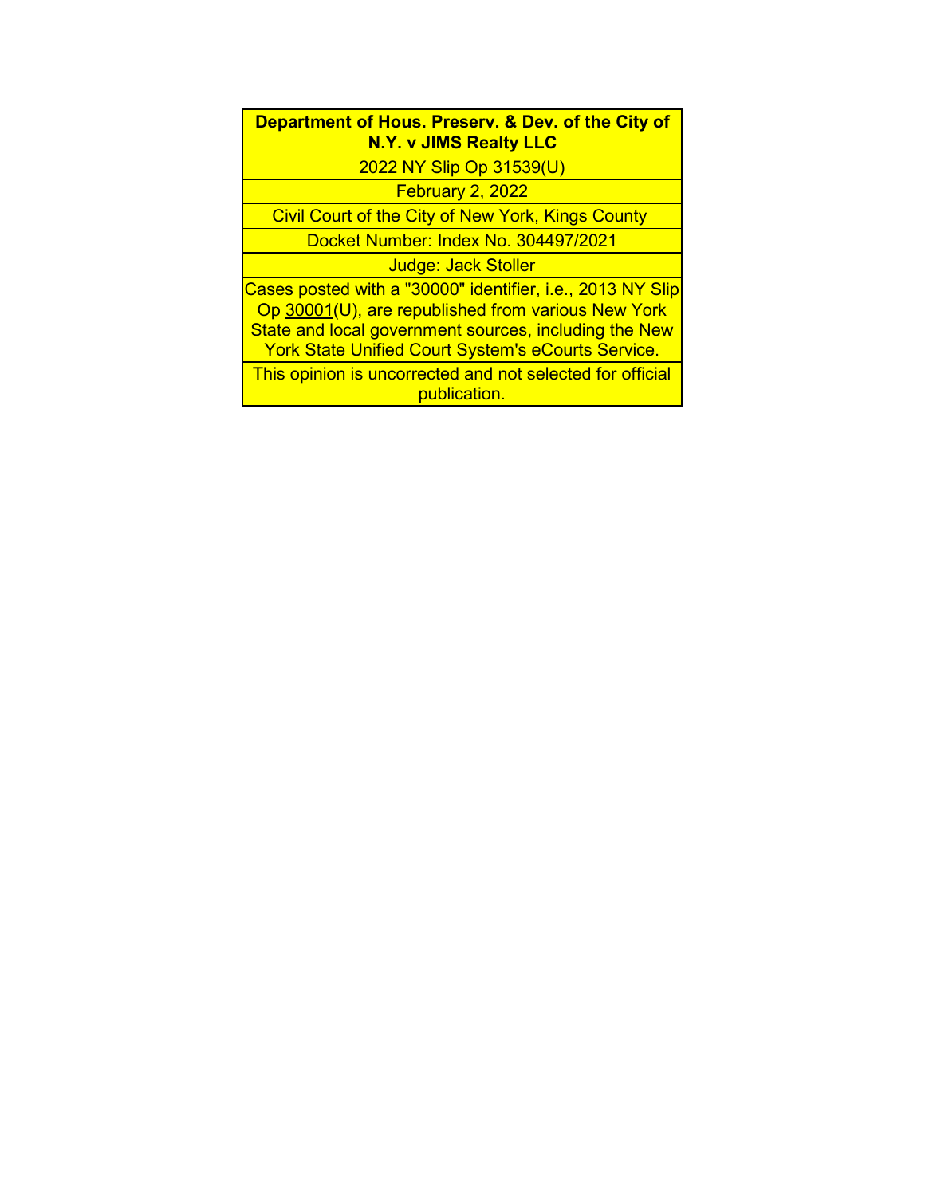**Department of Hous. Preserv. & Dev. of the City of N.Y. v JIMS Realty LLC**

2022 NY Slip Op 31539(U)

February 2, 2022

Civil Court of the City of New York, Kings County

Docket Number: Index No. 304497/2021

Judge: Jack Stoller

Cases posted with a "30000" identifier, i.e., 2013 NY Slip Op 30001(U), are republished from various New York State and local government sources, including the New York State Unified Court System's eCourts Service.

This opinion is uncorrected and not selected for official publication.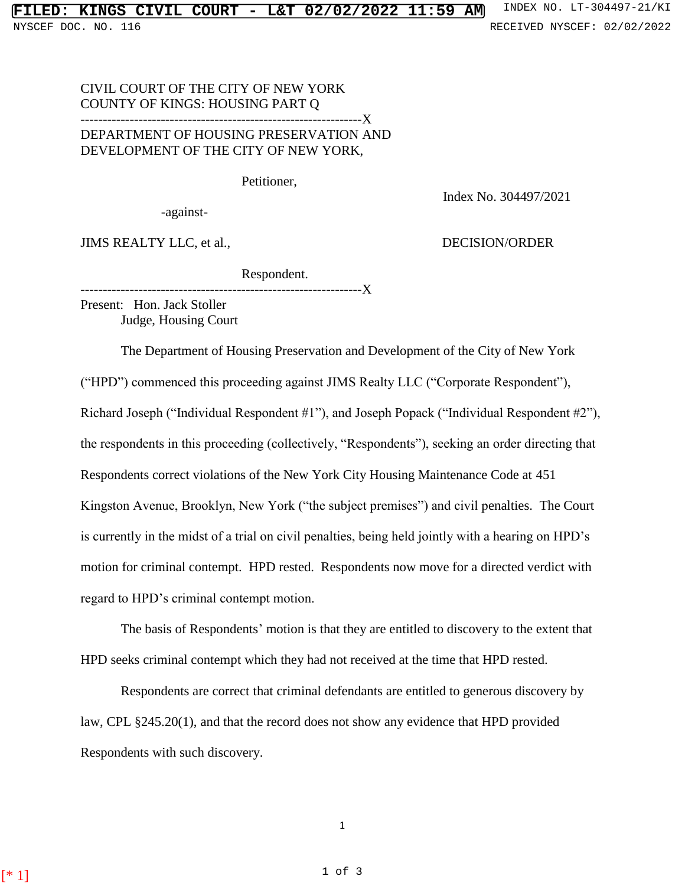CIVIL COURT OF THE CITY OF NEW YORK
COUNTY OF KINGS: HOUSING PART Q

---------------------------------------------------------------X

DEPARTMENT OF HOUSING PRESERVATION AND DEVELOPMENT OF THE CITY OF NEW YORK,

Petitioner,

-against-

JIMS REALTY LLC, et al.,

Respondent.

---------------------------------------------------------------X

Index No. 304497/2021

DECISION/ORDER

Present: Hon. Jack Stoller
Judge, Housing Court

The Department of Housing Preservation and Development of the City of New York ("HPD") commenced this proceeding against JIMS Realty LLC ("Corporate Respondent"), Richard Joseph ("Individual Respondent #1"), and Joseph Popack ("Individual Respondent #2"), the respondents in this proceeding (collectively, "Respondents"), seeking an order directing that Respondents correct violations of the New York City Housing Maintenance Code at 451 Kingston Avenue, Brooklyn, New York ("the subject premises") and civil penalties. The Court is currently in the midst of a trial on civil penalties, being held jointly with a hearing on HPD's motion for criminal contempt. HPD rested. Respondents now move for a directed verdict with regard to HPD's criminal contempt motion.

The basis of Respondents' motion is that they are entitled to discovery to the extent that HPD seeks criminal contempt which they had not received at the time that HPD rested.

Respondents are correct that criminal defendants are entitled to generous discovery by law, CPL §245.20(1), and that the record does not show any evidence that HPD provided Respondents with such discovery.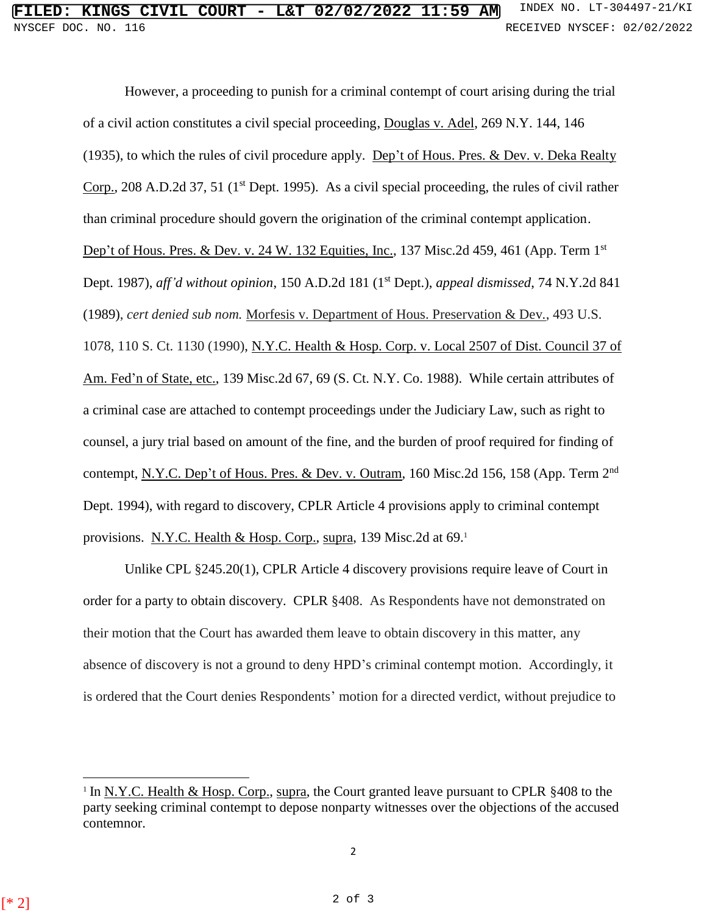However, a proceeding to punish for a criminal contempt of court arising during the trial of a civil action constitutes a civil special proceeding, Douglas v. Adel, 269 N.Y. 144, 146 (1935), to which the rules of civil procedure apply. Dep't of Hous. Pres. & Dev. v. Deka Realty Corp., 208 A.D.2d 37, 51 (1st Dept. 1995). As a civil special proceeding, the rules of civil rather than criminal procedure should govern the origination of the criminal contempt application. Dep't of Hous. Pres. & Dev. v. 24 W. 132 Equities, Inc., 137 Misc.2d 459, 461 (App. Term 1st Dept. 1987), *aff'd without opinion*, 150 A.D.2d 181 (1st Dept.), *appeal dismissed*, 74 N.Y.2d 841 (1989), *cert denied sub nom.* Morfesis v. Department of Hous. Preservation & Dev., 493 U.S. 1078, 110 S. Ct. 1130 (1990), N.Y.C. Health & Hosp. Corp. v. Local 2507 of Dist. Council 37 of Am. Fed'n of State, etc., 139 Misc.2d 67, 69 (S. Ct. N.Y. Co. 1988). While certain attributes of a criminal case are attached to contempt proceedings under the Judiciary Law, such as right to counsel, a jury trial based on amount of the fine, and the burden of proof required for finding of contempt, N.Y.C. Dep't of Hous. Pres. & Dev. v. Outram, 160 Misc.2d 156, 158 (App. Term 2nd Dept. 1994), with regard to discovery, CPLR Article 4 provisions apply to criminal contempt provisions. N.Y.C. Health & Hosp. Corp., supra, 139 Misc.2d at 69.[1]

Unlike CPL §245.20(1), CPLR Article 4 discovery provisions require leave of Court in order for a party to obtain discovery. CPLR §408. As Respondents have not demonstrated on their motion that the Court has awarded them leave to obtain discovery in this matter, any absence of discovery is not a ground to deny HPD's criminal contempt motion. Accordingly, it is ordered that the Court denies Respondents' motion for a directed verdict, without prejudice to

[1] In N.Y.C. Health & Hosp. Corp., supra, the Court granted leave pursuant to CPLR §408 to the party seeking criminal contempt to depose nonparty witnesses over the objections of the accused contemnor.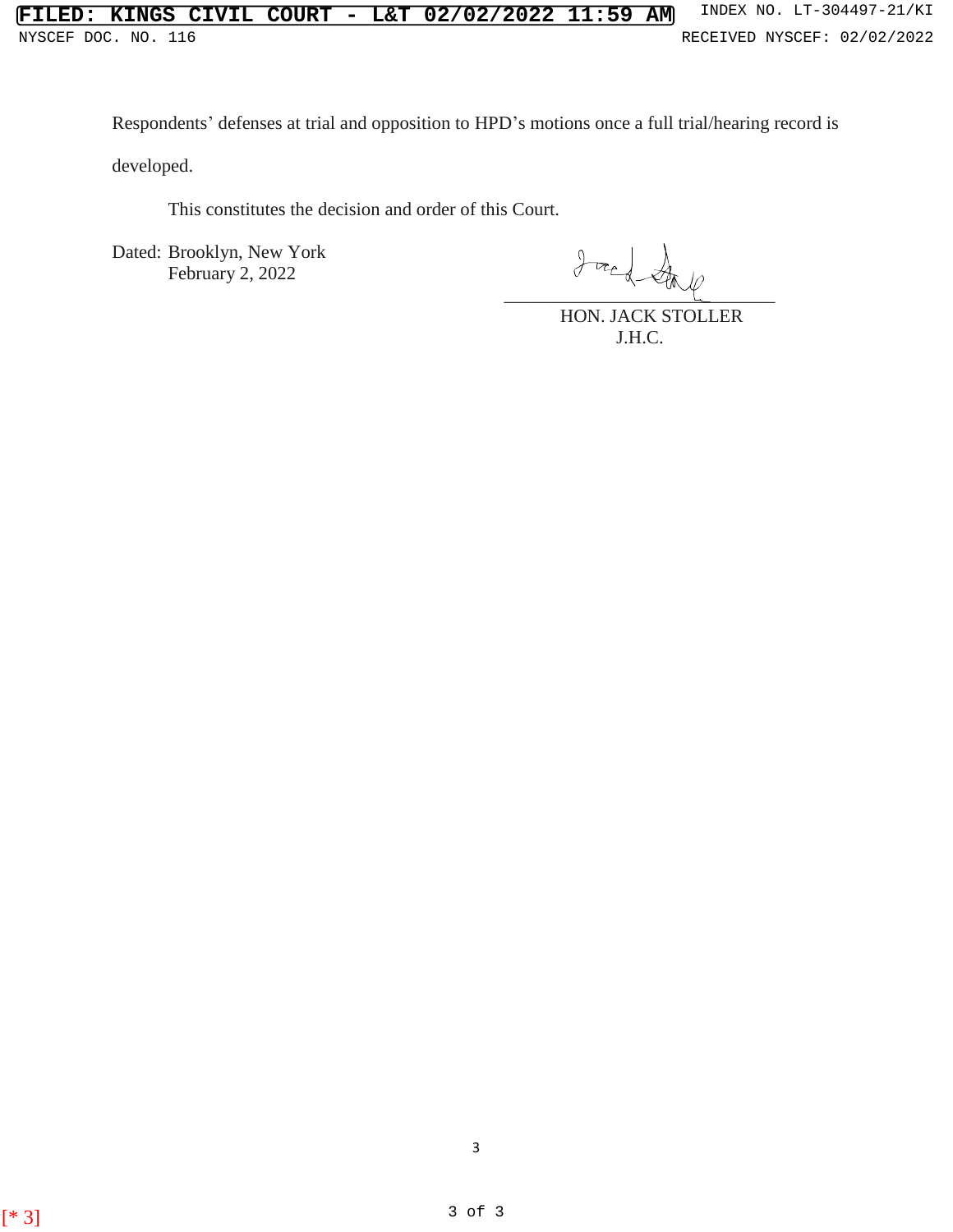Respondents' defenses at trial and opposition to HPD's motions once a full trial/hearing record is developed.

This constitutes the decision and order of this Court.

Dated: Brooklyn, New York
February 2, 2022

HON. JACK STOLLER
J.H.C.